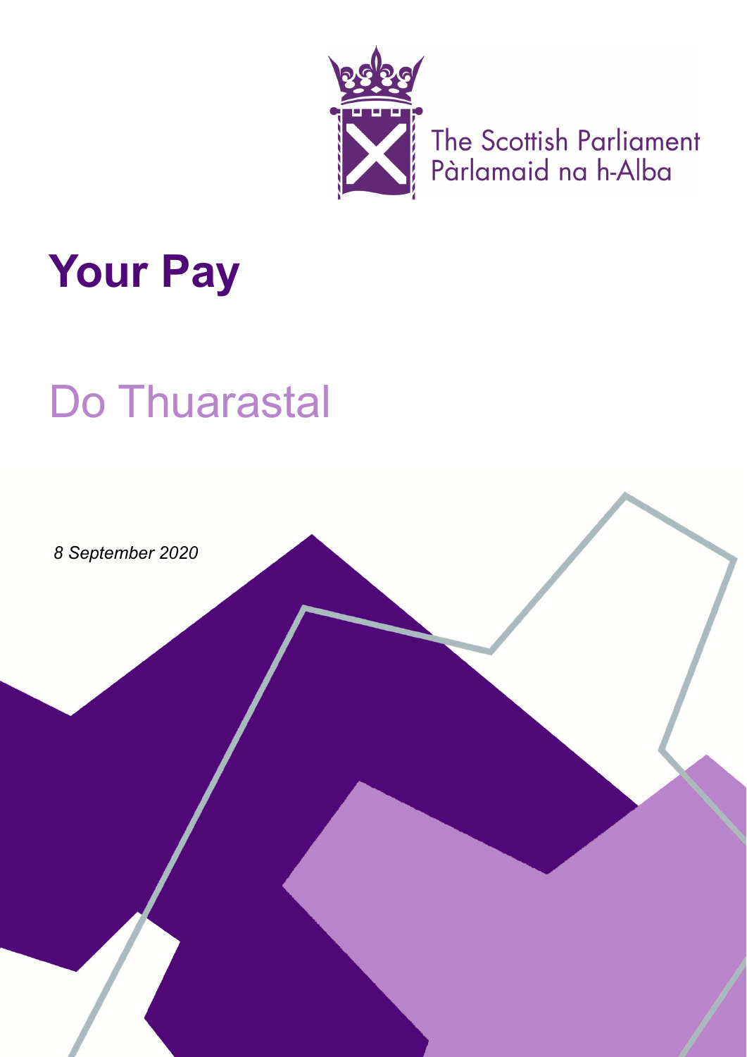The Scottish Parliament
Pàrlamaid na h-Alba

# Your Pay

# Do Thuarastal

*8 September 2020*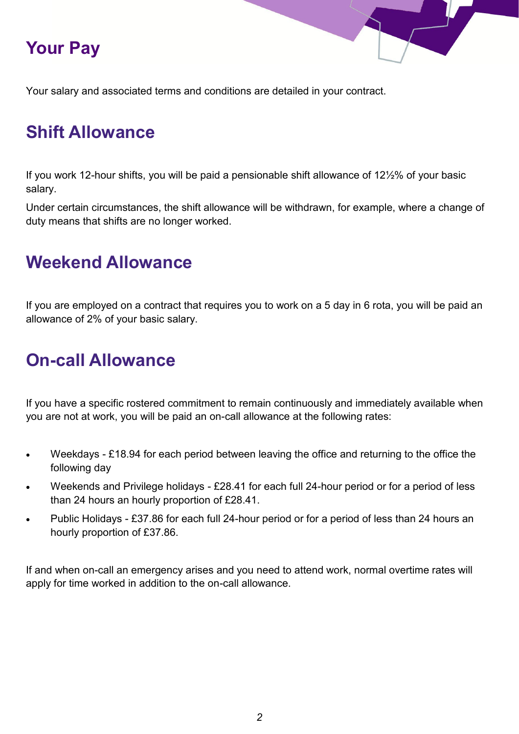# Your Pay

Your salary and associated terms and conditions are detailed in your contract.

## Shift Allowance

If you work 12-hour shifts, you will be paid a pensionable shift allowance of 12½% of your basic salary.

Under certain circumstances, the shift allowance will be withdrawn, for example, where a change of duty means that shifts are no longer worked.

## Weekend Allowance

If you are employed on a contract that requires you to work on a 5 day in 6 rota, you will be paid an allowance of 2% of your basic salary.

## On-call Allowance

If you have a specific rostered commitment to remain continuously and immediately available when you are not at work, you will be paid an on-call allowance at the following rates:

- Weekdays - £18.94 for each period between leaving the office and returning to the office the following day
- Weekends and Privilege holidays - £28.41 for each full 24-hour period or for a period of less than 24 hours an hourly proportion of £28.41.
- Public Holidays - £37.86 for each full 24-hour period or for a period of less than 24 hours an hourly proportion of £37.86.

If and when on-call an emergency arises and you need to attend work, normal overtime rates will apply for time worked in addition to the on-call allowance.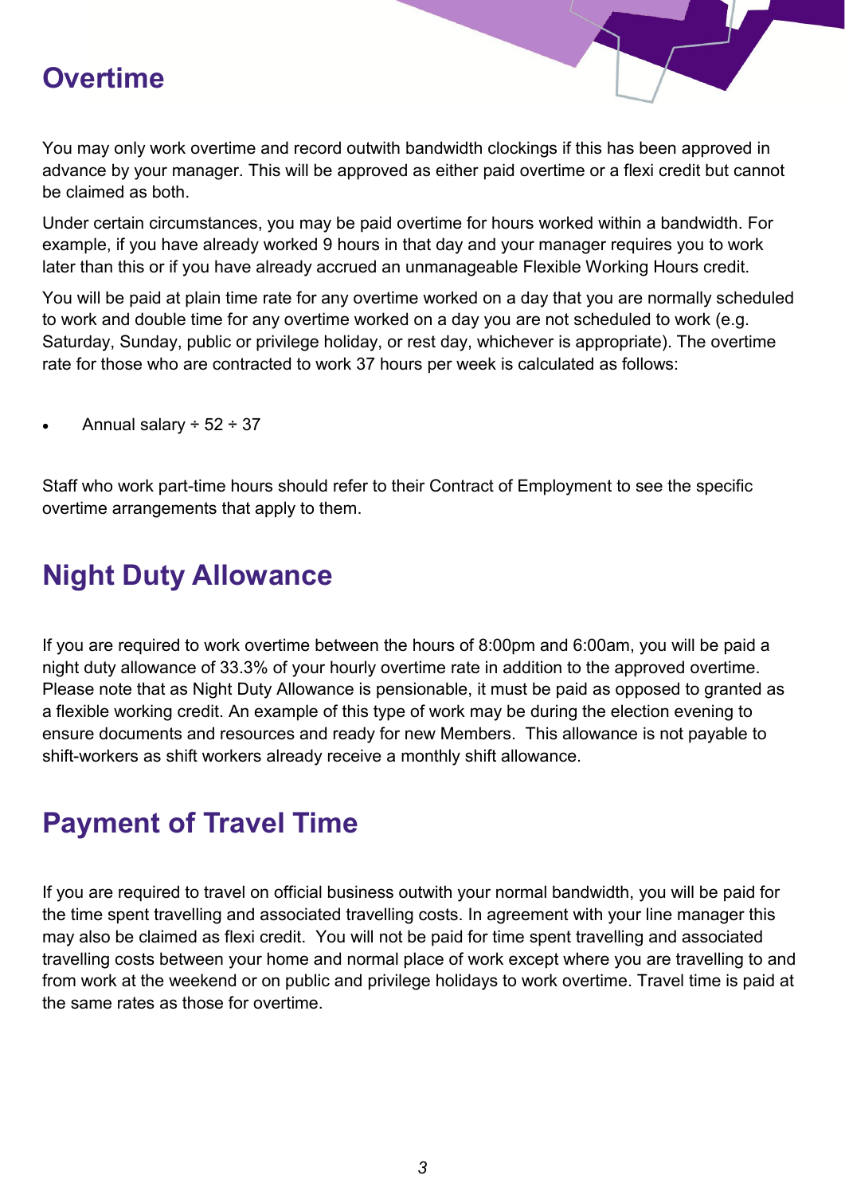## Overtime

You may only work overtime and record outwith bandwidth clockings if this has been approved in advance by your manager. This will be approved as either paid overtime or a flexi credit but cannot be claimed as both.

Under certain circumstances, you may be paid overtime for hours worked within a bandwidth. For example, if you have already worked 9 hours in that day and your manager requires you to work later than this or if you have already accrued an unmanageable Flexible Working Hours credit.

You will be paid at plain time rate for any overtime worked on a day that you are normally scheduled to work and double time for any overtime worked on a day you are not scheduled to work (e.g. Saturday, Sunday, public or privilege holiday, or rest day, whichever is appropriate). The overtime rate for those who are contracted to work 37 hours per week is calculated as follows:

- Annual salary ÷ 52 ÷ 37

Staff who work part-time hours should refer to their Contract of Employment to see the specific overtime arrangements that apply to them.

## Night Duty Allowance

If you are required to work overtime between the hours of 8:00pm and 6:00am, you will be paid a night duty allowance of 33.3% of your hourly overtime rate in addition to the approved overtime. Please note that as Night Duty Allowance is pensionable, it must be paid as opposed to granted as a flexible working credit. An example of this type of work may be during the election evening to ensure documents and resources and ready for new Members. This allowance is not payable to shift-workers as shift workers already receive a monthly shift allowance.

## Payment of Travel Time

If you are required to travel on official business outwith your normal bandwidth, you will be paid for the time spent travelling and associated travelling costs. In agreement with your line manager this may also be claimed as flexi credit. You will not be paid for time spent travelling and associated travelling costs between your home and normal place of work except where you are travelling to and from work at the weekend or on public and privilege holidays to work overtime. Travel time is paid at the same rates as those for overtime.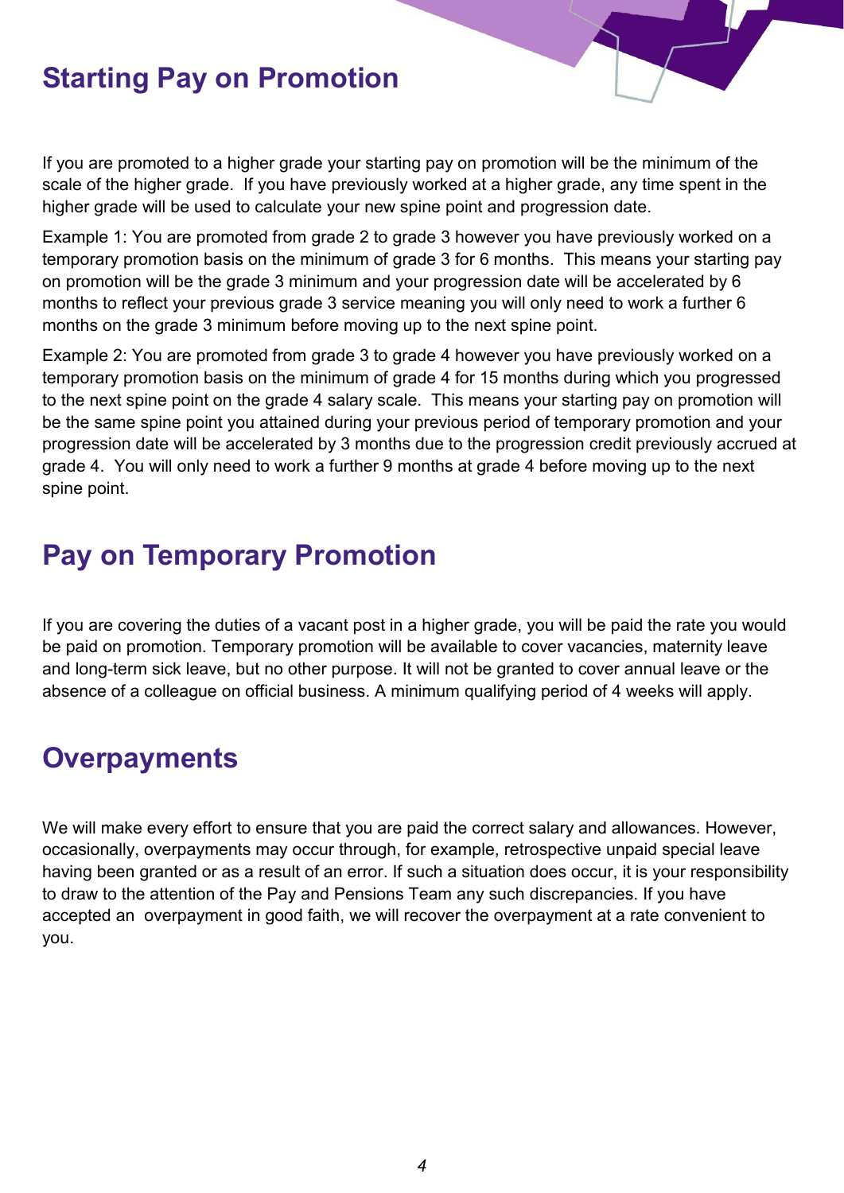## Starting Pay on Promotion

If you are promoted to a higher grade your starting pay on promotion will be the minimum of the scale of the higher grade. If you have previously worked at a higher grade, any time spent in the higher grade will be used to calculate your new spine point and progression date.

Example 1: You are promoted from grade 2 to grade 3 however you have previously worked on a temporary promotion basis on the minimum of grade 3 for 6 months. This means your starting pay on promotion will be the grade 3 minimum and your progression date will be accelerated by 6 months to reflect your previous grade 3 service meaning you will only need to work a further 6 months on the grade 3 minimum before moving up to the next spine point.

Example 2: You are promoted from grade 3 to grade 4 however you have previously worked on a temporary promotion basis on the minimum of grade 4 for 15 months during which you progressed to the next spine point on the grade 4 salary scale. This means your starting pay on promotion will be the same spine point you attained during your previous period of temporary promotion and your progression date will be accelerated by 3 months due to the progression credit previously accrued at grade 4. You will only need to work a further 9 months at grade 4 before moving up to the next spine point.

## Pay on Temporary Promotion

If you are covering the duties of a vacant post in a higher grade, you will be paid the rate you would be paid on promotion. Temporary promotion will be available to cover vacancies, maternity leave and long-term sick leave, but no other purpose. It will not be granted to cover annual leave or the absence of a colleague on official business. A minimum qualifying period of 4 weeks will apply.

## Overpayments

We will make every effort to ensure that you are paid the correct salary and allowances. However, occasionally, overpayments may occur through, for example, retrospective unpaid special leave having been granted or as a result of an error. If such a situation does occur, it is your responsibility to draw to the attention of the Pay and Pensions Team any such discrepancies. If you have accepted an overpayment in good faith, we will recover the overpayment at a rate convenient to you.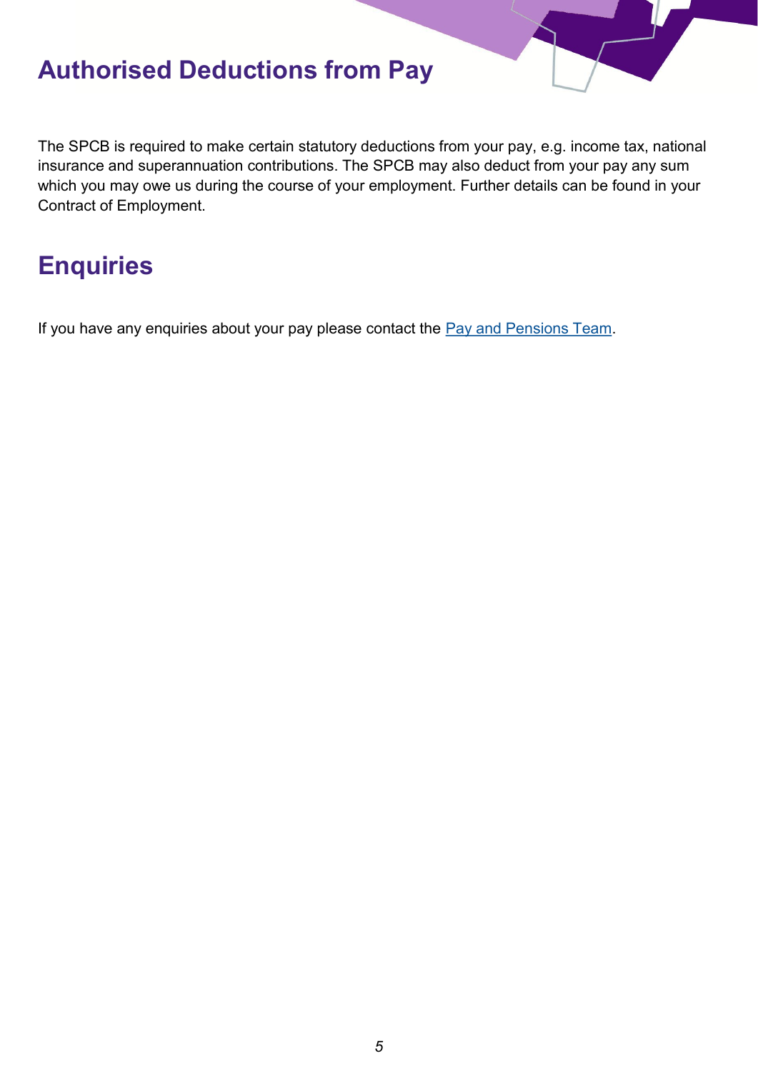## Authorised Deductions from Pay

The SPCB is required to make certain statutory deductions from your pay, e.g. income tax, national insurance and superannuation contributions. The SPCB may also deduct from your pay any sum which you may owe us during the course of your employment. Further details can be found in your Contract of Employment.

## Enquiries

If you have any enquiries about your pay please contact the Pay and Pensions Team.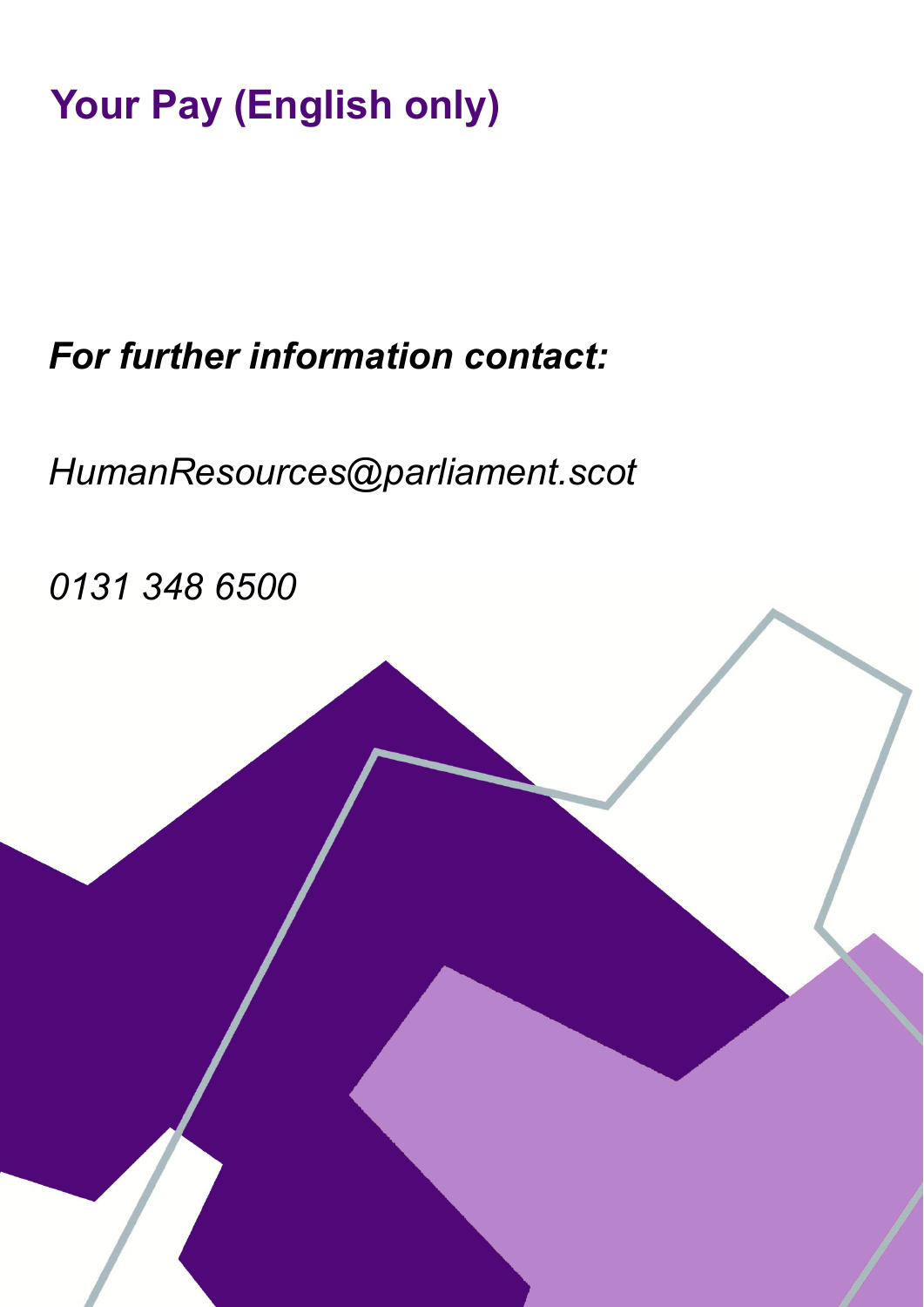# Your Pay (English only)

***For further information contact:***

*HumanResources@parliament.scot*

*0131 348 6500*